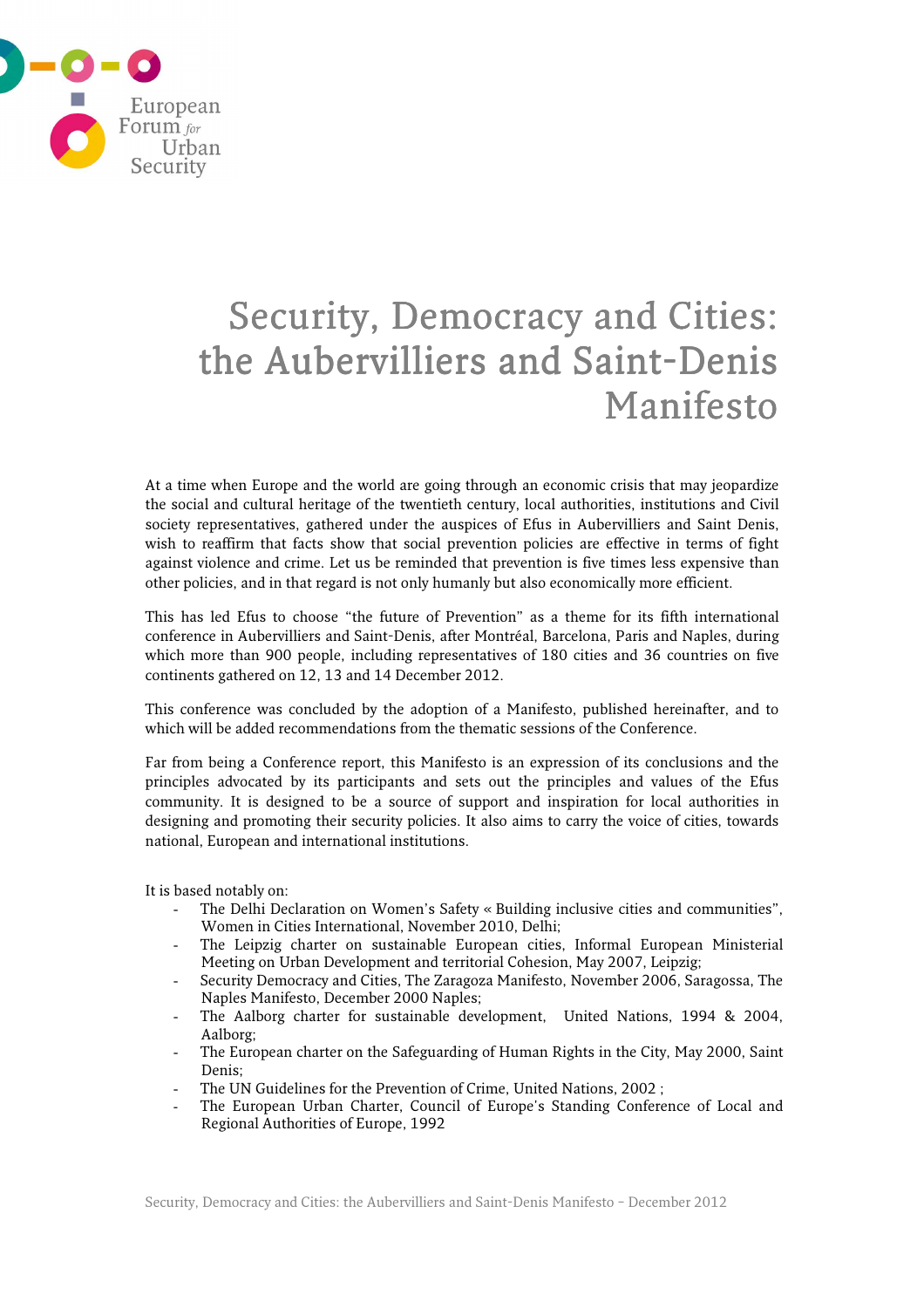European Forum for Urban Security

# Security, Democracy and Cities: the Aubervilliers and Saint-Denis Manifesto

At a time when Europe and the world are going through an economic crisis that may jeopardize the social and cultural heritage of the twentieth century, local authorities, institutions and Civil society representatives, gathered under the auspices of Efus in Aubervilliers and Saint Denis, wish to reaffirm that facts show that social prevention policies are effective in terms of fight against violence and crime. Let us be reminded that prevention is five times less expensive than other policies, and in that regard is not only humanly but also economically more efficient.

This has led Efus to choose "the future of Prevention" as a theme for its fifth international conference in Aubervilliers and Saint-Denis, after Montréal, Barcelona, Paris and Naples, during which more than 900 people, including representatives of 180 cities and 36 countries on five continents gathered on 12, 13 and 14 December 2012.

This conference was concluded by the adoption of a Manifesto, published hereinafter, and to which will be added recommendations from the thematic sessions of the Conference.

Far from being a Conference report, this Manifesto is an expression of its conclusions and the principles advocated by its participants and sets out the principles and values of the Efus community. It is designed to be a source of support and inspiration for local authorities in designing and promoting their security policies. It also aims to carry the voice of cities, towards national, European and international institutions.

It is based notably on:

- The Delhi Declaration on Women's Safety « Building inclusive cities and communities", Women in Cities International, November 2010, Delhi;
- The Leipzig charter on sustainable European cities, Informal European Ministerial Meeting on Urban Development and territorial Cohesion, May 2007, Leipzig;
- Security Democracy and Cities, The Zaragoza Manifesto, November 2006, Saragossa, The Naples Manifesto, December 2000 Naples;
- The Aalborg charter for sustainable development, United Nations, 1994 & 2004, Aalborg;
- The European charter on the Safeguarding of Human Rights in the City, May 2000, Saint Denis;
- The UN Guidelines for the Prevention of Crime, United Nations, 2002 ;
- The European Urban Charter, Council of Europe's Standing Conference of Local and Regional Authorities of Europe, 1992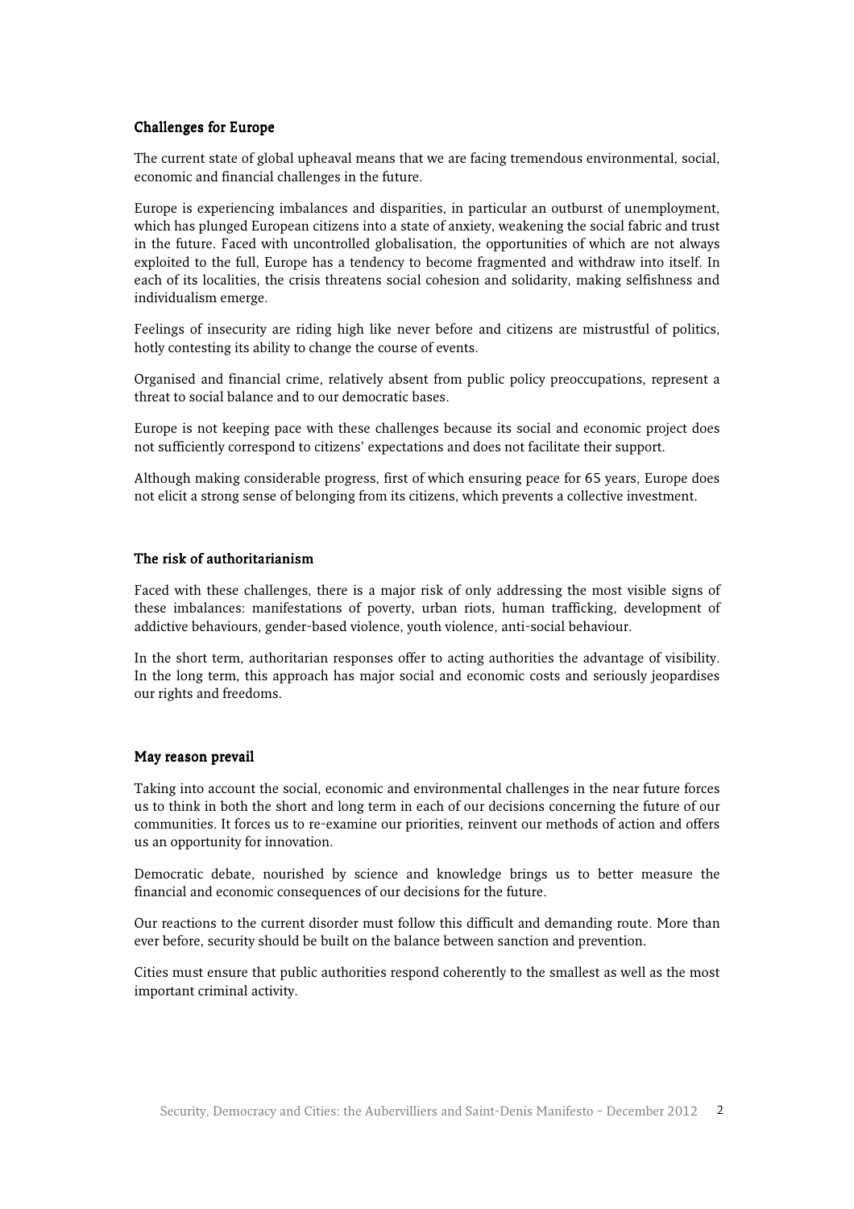## Challenges for Europe

The current state of global upheaval means that we are facing tremendous environmental, social, economic and financial challenges in the future.

Europe is experiencing imbalances and disparities, in particular an outburst of unemployment, which has plunged European citizens into a state of anxiety, weakening the social fabric and trust in the future. Faced with uncontrolled globalisation, the opportunities of which are not always exploited to the full, Europe has a tendency to become fragmented and withdraw into itself. In each of its localities, the crisis threatens social cohesion and solidarity, making selfishness and individualism emerge.

Feelings of insecurity are riding high like never before and citizens are mistrustful of politics, hotly contesting its ability to change the course of events.

Organised and financial crime, relatively absent from public policy preoccupations, represent a threat to social balance and to our democratic bases.

Europe is not keeping pace with these challenges because its social and economic project does not sufficiently correspond to citizens' expectations and does not facilitate their support.

Although making considerable progress, first of which ensuring peace for 65 years, Europe does not elicit a strong sense of belonging from its citizens, which prevents a collective investment.

## The risk of authoritarianism

Faced with these challenges, there is a major risk of only addressing the most visible signs of these imbalances: manifestations of poverty, urban riots, human trafficking, development of addictive behaviours, gender-based violence, youth violence, anti-social behaviour.

In the short term, authoritarian responses offer to acting authorities the advantage of visibility. In the long term, this approach has major social and economic costs and seriously jeopardises our rights and freedoms.

## May reason prevail

Taking into account the social, economic and environmental challenges in the near future forces us to think in both the short and long term in each of our decisions concerning the future of our communities. It forces us to re-examine our priorities, reinvent our methods of action and offers us an opportunity for innovation.

Democratic debate, nourished by science and knowledge brings us to better measure the financial and economic consequences of our decisions for the future.

Our reactions to the current disorder must follow this difficult and demanding route. More than ever before, security should be built on the balance between sanction and prevention.

Cities must ensure that public authorities respond coherently to the smallest as well as the most important criminal activity.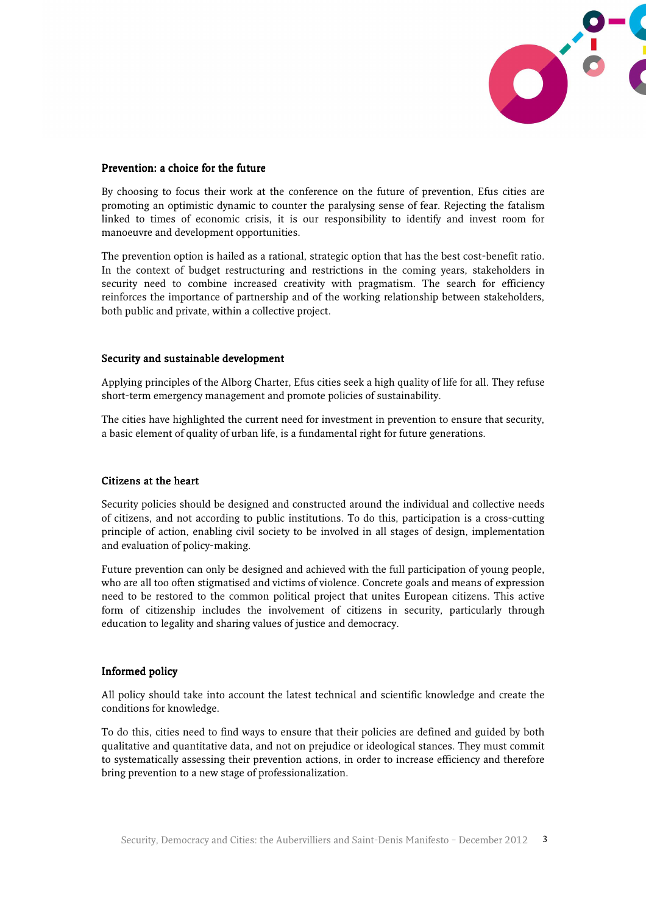## Prevention: a choice for the future

By choosing to focus their work at the conference on the future of prevention, Efus cities are promoting an optimistic dynamic to counter the paralysing sense of fear. Rejecting the fatalism linked to times of economic crisis, it is our responsibility to identify and invest room for manoeuvre and development opportunities.

The prevention option is hailed as a rational, strategic option that has the best cost-benefit ratio. In the context of budget restructuring and restrictions in the coming years, stakeholders in security need to combine increased creativity with pragmatism. The search for efficiency reinforces the importance of partnership and of the working relationship between stakeholders, both public and private, within a collective project.

## Security and sustainable development

Applying principles of the Alborg Charter, Efus cities seek a high quality of life for all. They refuse short-term emergency management and promote policies of sustainability.

The cities have highlighted the current need for investment in prevention to ensure that security, a basic element of quality of urban life, is a fundamental right for future generations.

## Citizens at the heart

Security policies should be designed and constructed around the individual and collective needs of citizens, and not according to public institutions. To do this, participation is a cross-cutting principle of action, enabling civil society to be involved in all stages of design, implementation and evaluation of policy-making.

Future prevention can only be designed and achieved with the full participation of young people, who are all too often stigmatised and victims of violence. Concrete goals and means of expression need to be restored to the common political project that unites European citizens. This active form of citizenship includes the involvement of citizens in security, particularly through education to legality and sharing values of justice and democracy.

## Informed policy

All policy should take into account the latest technical and scientific knowledge and create the conditions for knowledge.

To do this, cities need to find ways to ensure that their policies are defined and guided by both qualitative and quantitative data, and not on prejudice or ideological stances. They must commit to systematically assessing their prevention actions, in order to increase efficiency and therefore bring prevention to a new stage of professionalization.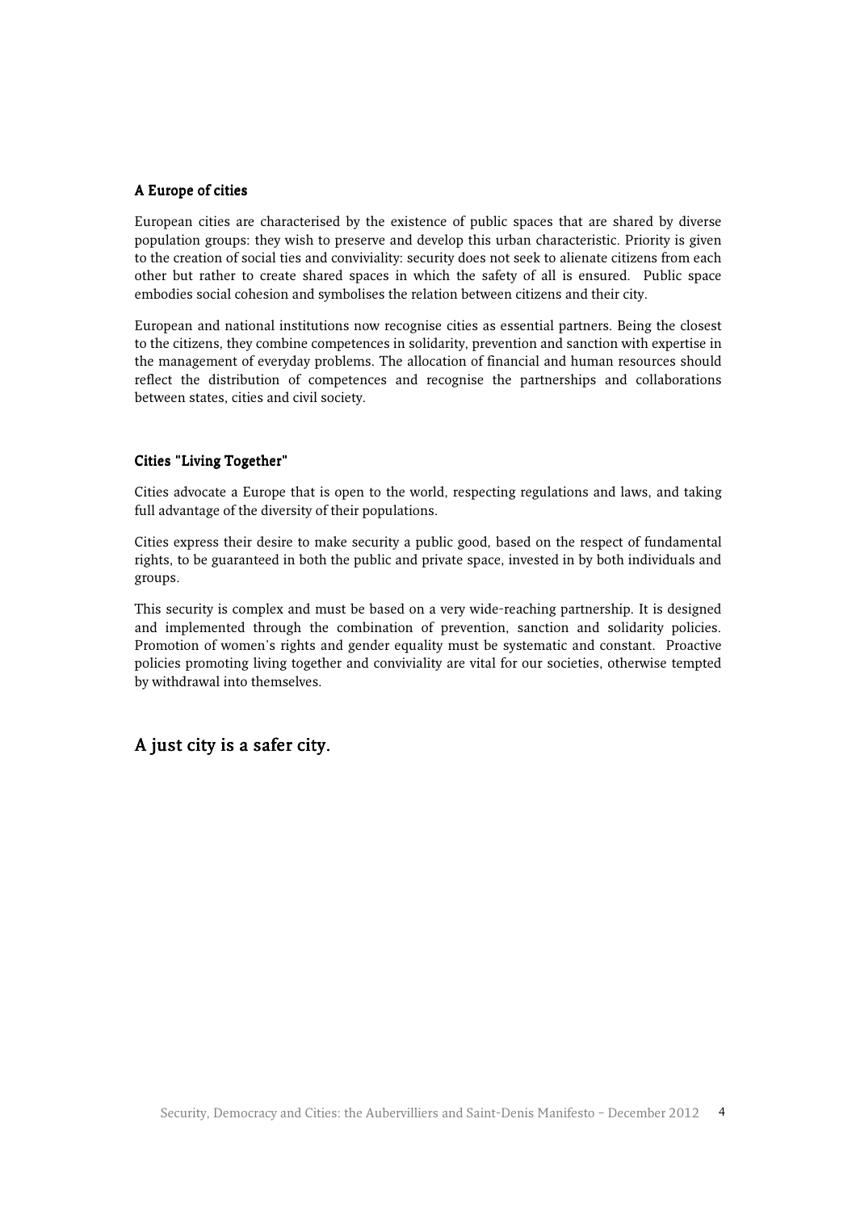### A Europe of cities

European cities are characterised by the existence of public spaces that are shared by diverse population groups: they wish to preserve and develop this urban characteristic. Priority is given to the creation of social ties and conviviality: security does not seek to alienate citizens from each other but rather to create shared spaces in which the safety of all is ensured. Public space embodies social cohesion and symbolises the relation between citizens and their city.

European and national institutions now recognise cities as essential partners. Being the closest to the citizens, they combine competences in solidarity, prevention and sanction with expertise in the management of everyday problems. The allocation of financial and human resources should reflect the distribution of competences and recognise the partnerships and collaborations between states, cities and civil society.

### Cities "Living Together"

Cities advocate a Europe that is open to the world, respecting regulations and laws, and taking full advantage of the diversity of their populations.

Cities express their desire to make security a public good, based on the respect of fundamental rights, to be guaranteed in both the public and private space, invested in by both individuals and groups.

This security is complex and must be based on a very wide-reaching partnership. It is designed and implemented through the combination of prevention, sanction and solidarity policies. Promotion of women's rights and gender equality must be systematic and constant. Proactive policies promoting living together and conviviality are vital for our societies, otherwise tempted by withdrawal into themselves.

## A just city is a safer city.